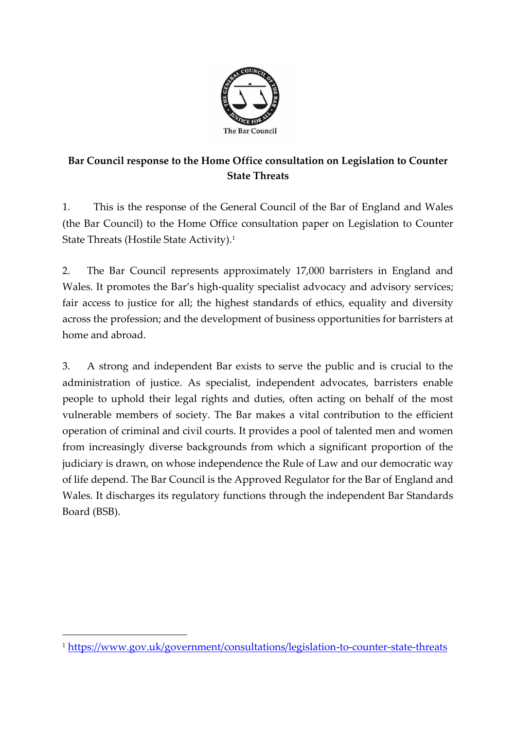# Bar Council response to the Home Office consultation on Legislation to Counter State Threats

1. This is the response of the General Council of the Bar of England and Wales (the Bar Council) to the Home Office consultation paper on Legislation to Counter State Threats (Hostile State Activity).[1]

2. The Bar Council represents approximately 17,000 barristers in England and Wales. It promotes the Bar's high-quality specialist advocacy and advisory services; fair access to justice for all; the highest standards of ethics, equality and diversity across the profession; and the development of business opportunities for barristers at home and abroad.

3. A strong and independent Bar exists to serve the public and is crucial to the administration of justice. As specialist, independent advocates, barristers enable people to uphold their legal rights and duties, often acting on behalf of the most vulnerable members of society. The Bar makes a vital contribution to the efficient operation of criminal and civil courts. It provides a pool of talented men and women from increasingly diverse backgrounds from which a significant proportion of the judiciary is drawn, on whose independence the Rule of Law and our democratic way of life depend. The Bar Council is the Approved Regulator for the Bar of England and Wales. It discharges its regulatory functions through the independent Bar Standards Board (BSB).

[1] https://www.gov.uk/government/consultations/legislation-to-counter-state-threats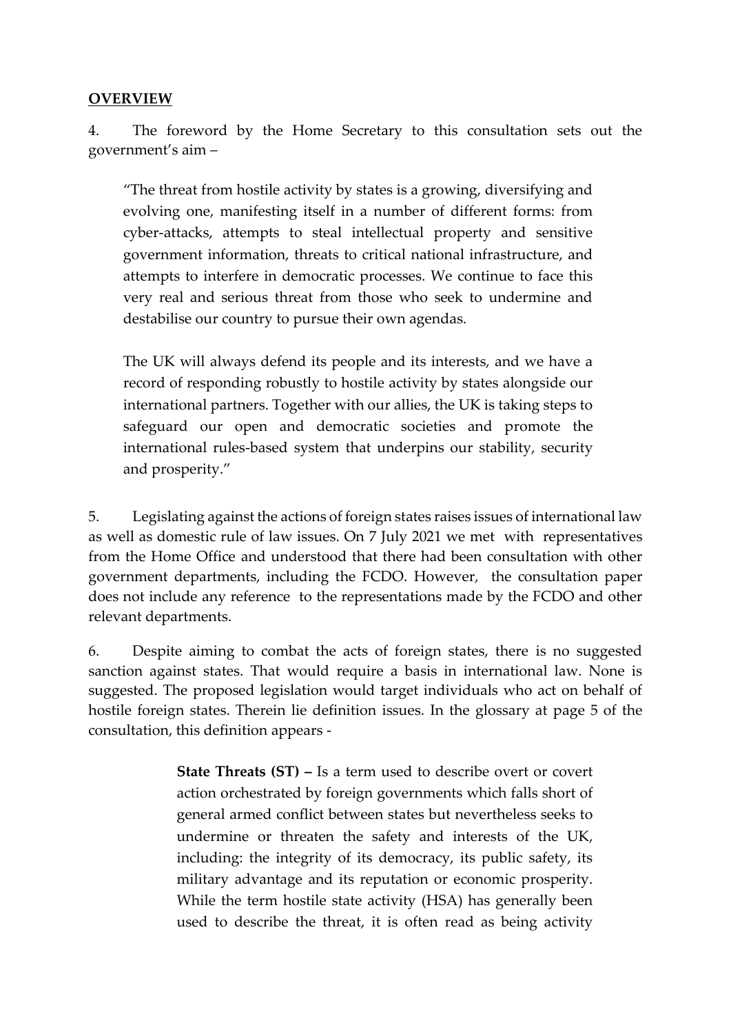**OVERVIEW**

4. The foreword by the Home Secretary to this consultation sets out the government's aim –

> "The threat from hostile activity by states is a growing, diversifying and evolving one, manifesting itself in a number of different forms: from cyber-attacks, attempts to steal intellectual property and sensitive government information, threats to critical national infrastructure, and attempts to interfere in democratic processes. We continue to face this very real and serious threat from those who seek to undermine and destabilise our country to pursue their own agendas.
>
> The UK will always defend its people and its interests, and we have a record of responding robustly to hostile activity by states alongside our international partners. Together with our allies, the UK is taking steps to safeguard our open and democratic societies and promote the international rules-based system that underpins our stability, security and prosperity."

5. Legislating against the actions of foreign states raises issues of international law as well as domestic rule of law issues. On 7 July 2021 we met with representatives from the Home Office and understood that there had been consultation with other government departments, including the FCDO. However, the consultation paper does not include any reference to the representations made by the FCDO and other relevant departments.

6. Despite aiming to combat the acts of foreign states, there is no suggested sanction against states. That would require a basis in international law. None is suggested. The proposed legislation would target individuals who act on behalf of hostile foreign states. Therein lie definition issues. In the glossary at page 5 of the consultation, this definition appears -

> **State Threats (ST) –** Is a term used to describe overt or covert action orchestrated by foreign governments which falls short of general armed conflict between states but nevertheless seeks to undermine or threaten the safety and interests of the UK, including: the integrity of its democracy, its public safety, its military advantage and its reputation or economic prosperity. While the term hostile state activity (HSA) has generally been used to describe the threat, it is often read as being activity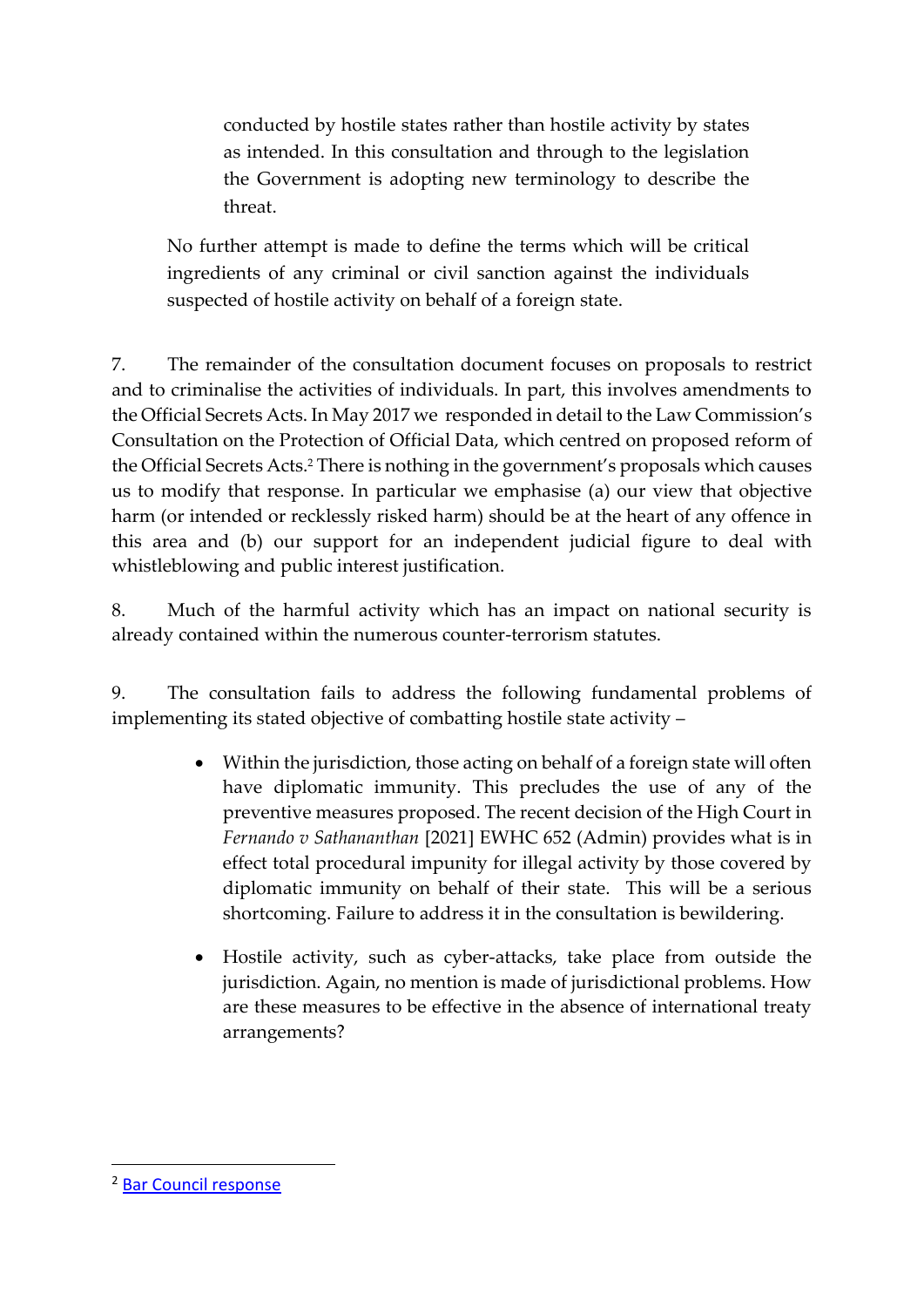> conducted by hostile states rather than hostile activity by states as intended. In this consultation and through to the legislation the Government is adopting new terminology to describe the threat.

No further attempt is made to define the terms which will be critical ingredients of any criminal or civil sanction against the individuals suspected of hostile activity on behalf of a foreign state.

7. The remainder of the consultation document focuses on proposals to restrict and to criminalise the activities of individuals. In part, this involves amendments to the Official Secrets Acts. In May 2017 we responded in detail to the Law Commission's Consultation on the Protection of Official Data, which centred on proposed reform of the Official Secrets Acts.[2] There is nothing in the government's proposals which causes us to modify that response. In particular we emphasise (a) our view that objective harm (or intended or recklessly risked harm) should be at the heart of any offence in this area and (b) our support for an independent judicial figure to deal with whistleblowing and public interest justification.

8. Much of the harmful activity which has an impact on national security is already contained within the numerous counter-terrorism statutes.

9. The consultation fails to address the following fundamental problems of implementing its stated objective of combatting hostile state activity –

- Within the jurisdiction, those acting on behalf of a foreign state will often have diplomatic immunity. This precludes the use of any of the preventive measures proposed. The recent decision of the High Court in *Fernando v Sathananthan* [2021] EWHC 652 (Admin) provides what is in effect total procedural impunity for illegal activity by those covered by diplomatic immunity on behalf of their state. This will be a serious shortcoming. Failure to address it in the consultation is bewildering.

- Hostile activity, such as cyber-attacks, take place from outside the jurisdiction. Again, no mention is made of jurisdictional problems. How are these measures to be effective in the absence of international treaty arrangements?

---

[2] Bar Council response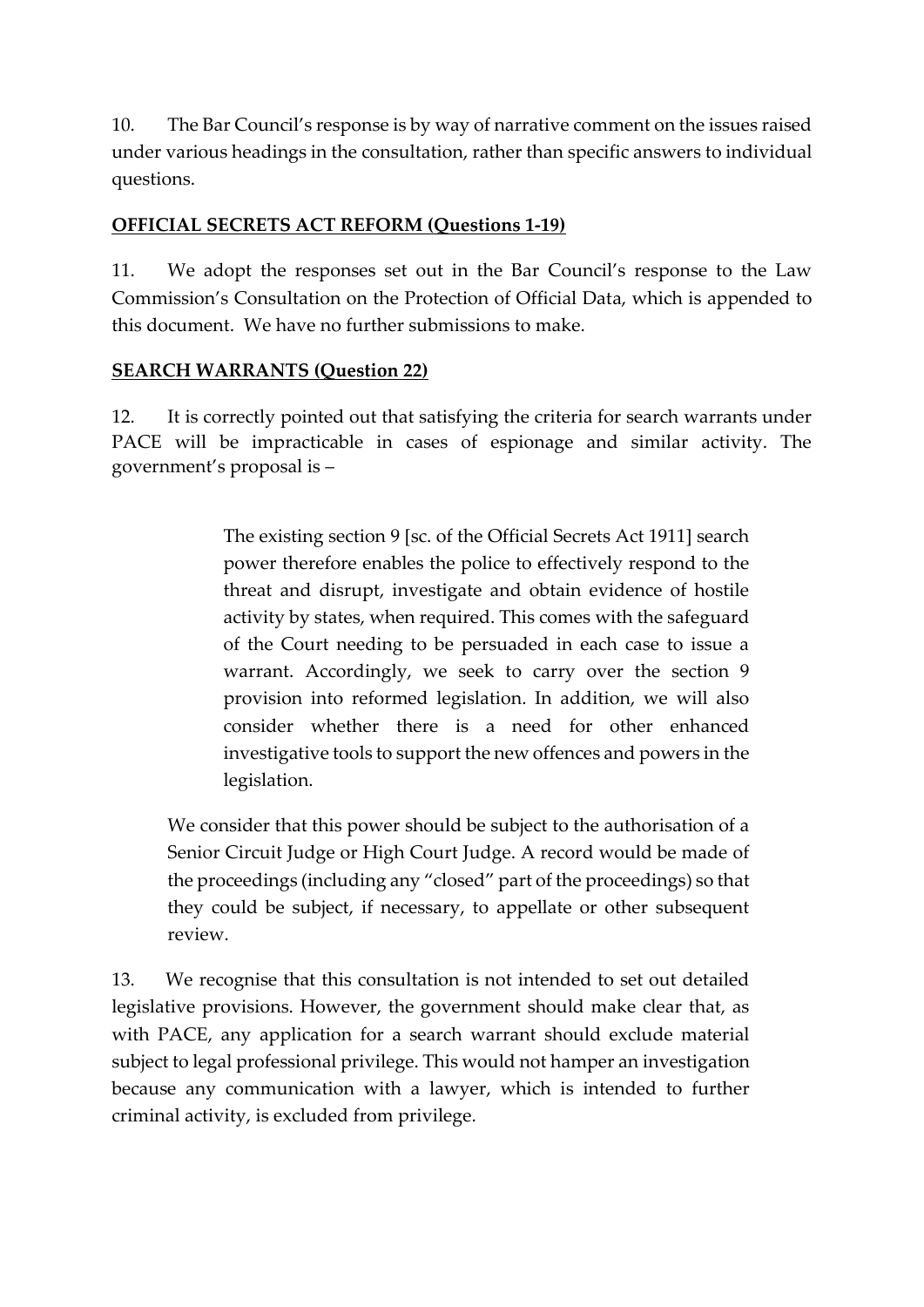10. The Bar Council's response is by way of narrative comment on the issues raised under various headings in the consultation, rather than specific answers to individual questions.

**OFFICIAL SECRETS ACT REFORM (Questions 1-19)**

11. We adopt the responses set out in the Bar Council's response to the Law Commission's Consultation on the Protection of Official Data, which is appended to this document. We have no further submissions to make.

**SEARCH WARRANTS (Question 22)**

12. It is correctly pointed out that satisfying the criteria for search warrants under PACE will be impracticable in cases of espionage and similar activity. The government's proposal is –

> The existing section 9 [sc. of the Official Secrets Act 1911] search power therefore enables the police to effectively respond to the threat and disrupt, investigate and obtain evidence of hostile activity by states, when required. This comes with the safeguard of the Court needing to be persuaded in each case to issue a warrant. Accordingly, we seek to carry over the section 9 provision into reformed legislation. In addition, we will also consider whether there is a need for other enhanced investigative tools to support the new offences and powers in the legislation.

We consider that this power should be subject to the authorisation of a Senior Circuit Judge or High Court Judge. A record would be made of the proceedings (including any "closed" part of the proceedings) so that they could be subject, if necessary, to appellate or other subsequent review.

13. We recognise that this consultation is not intended to set out detailed legislative provisions. However, the government should make clear that, as with PACE, any application for a search warrant should exclude material subject to legal professional privilege. This would not hamper an investigation because any communication with a lawyer, which is intended to further criminal activity, is excluded from privilege.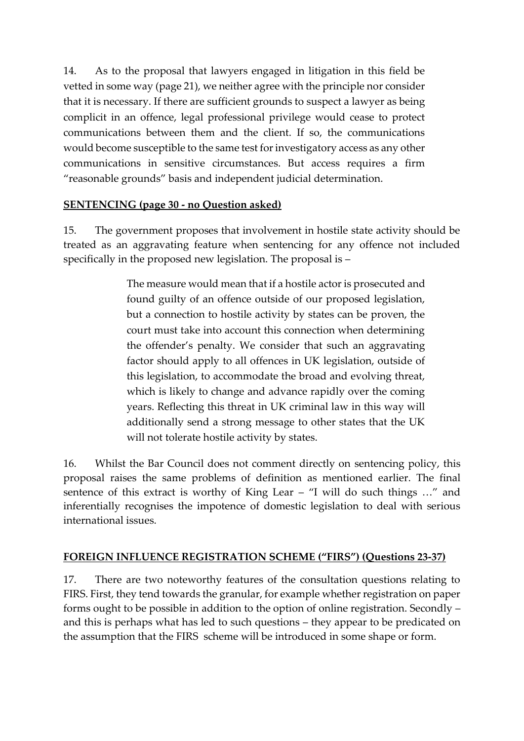14. As to the proposal that lawyers engaged in litigation in this field be vetted in some way (page 21), we neither agree with the principle nor consider that it is necessary. If there are sufficient grounds to suspect a lawyer as being complicit in an offence, legal professional privilege would cease to protect communications between them and the client. If so, the communications would become susceptible to the same test for investigatory access as any other communications in sensitive circumstances. But access requires a firm "reasonable grounds" basis and independent judicial determination.

**SENTENCING (page 30 - no Question asked)**

15. The government proposes that involvement in hostile state activity should be treated as an aggravating feature when sentencing for any offence not included specifically in the proposed new legislation. The proposal is –

> The measure would mean that if a hostile actor is prosecuted and found guilty of an offence outside of our proposed legislation, but a connection to hostile activity by states can be proven, the court must take into account this connection when determining the offender's penalty. We consider that such an aggravating factor should apply to all offences in UK legislation, outside of this legislation, to accommodate the broad and evolving threat, which is likely to change and advance rapidly over the coming years. Reflecting this threat in UK criminal law in this way will additionally send a strong message to other states that the UK will not tolerate hostile activity by states.

16. Whilst the Bar Council does not comment directly on sentencing policy, this proposal raises the same problems of definition as mentioned earlier. The final sentence of this extract is worthy of King Lear – "I will do such things …" and inferentially recognises the impotence of domestic legislation to deal with serious international issues.

**FOREIGN INFLUENCE REGISTRATION SCHEME ("FIRS") (Questions 23-37)**

17. There are two noteworthy features of the consultation questions relating to FIRS. First, they tend towards the granular, for example whether registration on paper forms ought to be possible in addition to the option of online registration. Secondly – and this is perhaps what has led to such questions – they appear to be predicated on the assumption that the FIRS scheme will be introduced in some shape or form.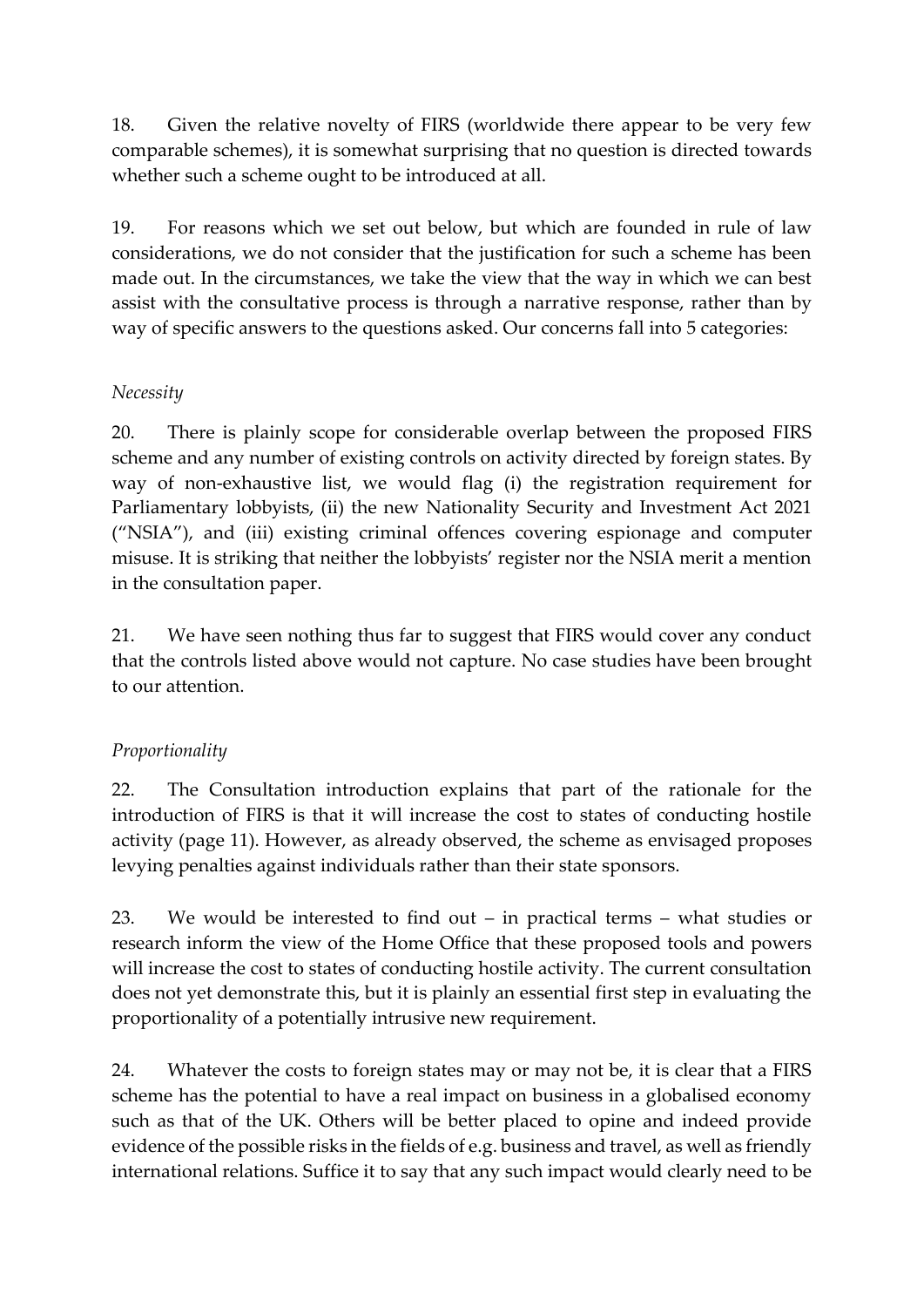18. Given the relative novelty of FIRS (worldwide there appear to be very few comparable schemes), it is somewhat surprising that no question is directed towards whether such a scheme ought to be introduced at all.

19. For reasons which we set out below, but which are founded in rule of law considerations, we do not consider that the justification for such a scheme has been made out. In the circumstances, we take the view that the way in which we can best assist with the consultative process is through a narrative response, rather than by way of specific answers to the questions asked. Our concerns fall into 5 categories:

*Necessity*

20. There is plainly scope for considerable overlap between the proposed FIRS scheme and any number of existing controls on activity directed by foreign states. By way of non-exhaustive list, we would flag (i) the registration requirement for Parliamentary lobbyists, (ii) the new Nationality Security and Investment Act 2021 ("NSIA"), and (iii) existing criminal offences covering espionage and computer misuse. It is striking that neither the lobbyists' register nor the NSIA merit a mention in the consultation paper.

21. We have seen nothing thus far to suggest that FIRS would cover any conduct that the controls listed above would not capture. No case studies have been brought to our attention.

*Proportionality*

22. The Consultation introduction explains that part of the rationale for the introduction of FIRS is that it will increase the cost to states of conducting hostile activity (page 11). However, as already observed, the scheme as envisaged proposes levying penalties against individuals rather than their state sponsors.

23. We would be interested to find out – in practical terms – what studies or research inform the view of the Home Office that these proposed tools and powers will increase the cost to states of conducting hostile activity. The current consultation does not yet demonstrate this, but it is plainly an essential first step in evaluating the proportionality of a potentially intrusive new requirement.

24. Whatever the costs to foreign states may or may not be, it is clear that a FIRS scheme has the potential to have a real impact on business in a globalised economy such as that of the UK. Others will be better placed to opine and indeed provide evidence of the possible risks in the fields of e.g. business and travel, as well as friendly international relations. Suffice it to say that any such impact would clearly need to be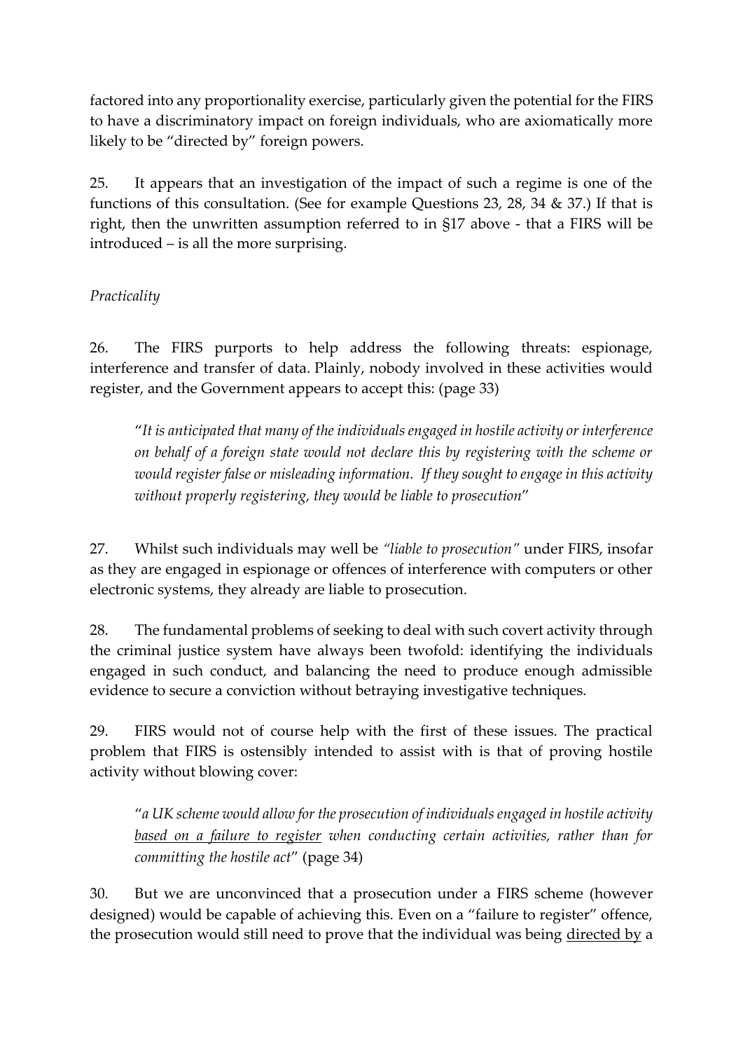factored into any proportionality exercise, particularly given the potential for the FIRS to have a discriminatory impact on foreign individuals, who are axiomatically more likely to be "directed by" foreign powers.

25. It appears that an investigation of the impact of such a regime is one of the functions of this consultation. (See for example Questions 23, 28, 34 & 37.) If that is right, then the unwritten assumption referred to in §17 above - that a FIRS will be introduced – is all the more surprising.

*Practicality*

26. The FIRS purports to help address the following threats: espionage, interference and transfer of data. Plainly, nobody involved in these activities would register, and the Government appears to accept this: (page 33)

> "*It is anticipated that many of the individuals engaged in hostile activity or interference on behalf of a foreign state would not declare this by registering with the scheme or would register false or misleading information. If they sought to engage in this activity without properly registering, they would be liable to prosecution*"

27. Whilst such individuals may well be *"liable to prosecution"* under FIRS, insofar as they are engaged in espionage or offences of interference with computers or other electronic systems, they already are liable to prosecution.

28. The fundamental problems of seeking to deal with such covert activity through the criminal justice system have always been twofold: identifying the individuals engaged in such conduct, and balancing the need to produce enough admissible evidence to secure a conviction without betraying investigative techniques.

29. FIRS would not of course help with the first of these issues. The practical problem that FIRS is ostensibly intended to assist with is that of proving hostile activity without blowing cover:

> "*a UK scheme would allow for the prosecution of individuals engaged in hostile activity <u>based on a failure to register</u> when conducting certain activities, rather than for committing the hostile act*" (page 34)

30. But we are unconvinced that a prosecution under a FIRS scheme (however designed) would be capable of achieving this. Even on a "failure to register" offence, the prosecution would still need to prove that the individual was being <u>directed by</u> a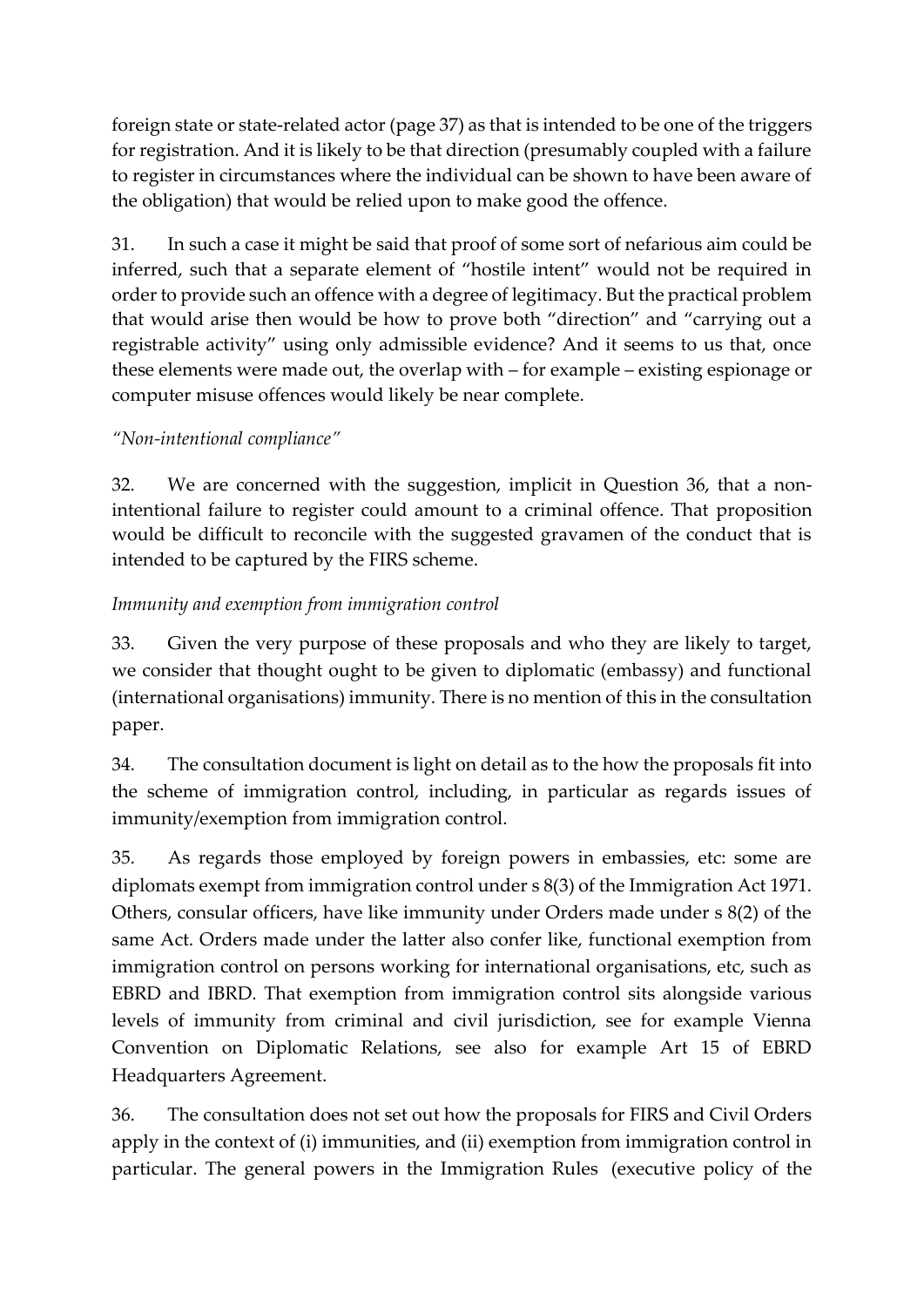foreign state or state-related actor (page 37) as that is intended to be one of the triggers for registration. And it is likely to be that direction (presumably coupled with a failure to register in circumstances where the individual can be shown to have been aware of the obligation) that would be relied upon to make good the offence.

31. In such a case it might be said that proof of some sort of nefarious aim could be inferred, such that a separate element of "hostile intent" would not be required in order to provide such an offence with a degree of legitimacy. But the practical problem that would arise then would be how to prove both "direction" and "carrying out a registrable activity" using only admissible evidence? And it seems to us that, once these elements were made out, the overlap with – for example – existing espionage or computer misuse offences would likely be near complete.

*"Non-intentional compliance"*

32. We are concerned with the suggestion, implicit in Question 36, that a non-intentional failure to register could amount to a criminal offence. That proposition would be difficult to reconcile with the suggested gravamen of the conduct that is intended to be captured by the FIRS scheme.

*Immunity and exemption from immigration control*

33. Given the very purpose of these proposals and who they are likely to target, we consider that thought ought to be given to diplomatic (embassy) and functional (international organisations) immunity. There is no mention of this in the consultation paper.

34. The consultation document is light on detail as to the how the proposals fit into the scheme of immigration control, including, in particular as regards issues of immunity/exemption from immigration control.

35. As regards those employed by foreign powers in embassies, etc: some are diplomats exempt from immigration control under s 8(3) of the Immigration Act 1971. Others, consular officers, have like immunity under Orders made under s 8(2) of the same Act. Orders made under the latter also confer like, functional exemption from immigration control on persons working for international organisations, etc, such as EBRD and IBRD. That exemption from immigration control sits alongside various levels of immunity from criminal and civil jurisdiction, see for example Vienna Convention on Diplomatic Relations, see also for example Art 15 of EBRD Headquarters Agreement.

36. The consultation does not set out how the proposals for FIRS and Civil Orders apply in the context of (i) immunities, and (ii) exemption from immigration control in particular. The general powers in the Immigration Rules (executive policy of the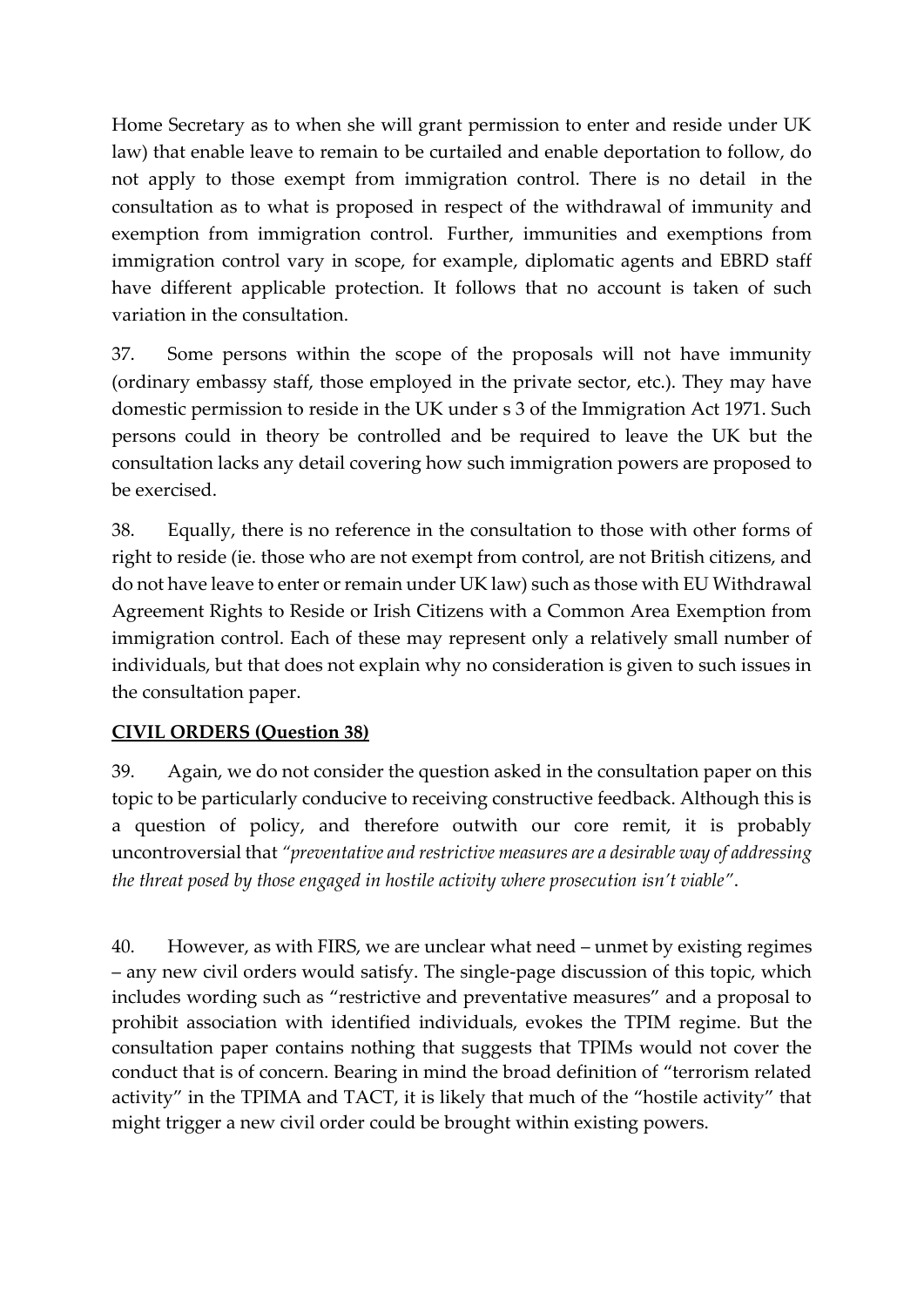Home Secretary as to when she will grant permission to enter and reside under UK law) that enable leave to remain to be curtailed and enable deportation to follow, do not apply to those exempt from immigration control. There is no detail in the consultation as to what is proposed in respect of the withdrawal of immunity and exemption from immigration control. Further, immunities and exemptions from immigration control vary in scope, for example, diplomatic agents and EBRD staff have different applicable protection. It follows that no account is taken of such variation in the consultation.

37. Some persons within the scope of the proposals will not have immunity (ordinary embassy staff, those employed in the private sector, etc.). They may have domestic permission to reside in the UK under s 3 of the Immigration Act 1971. Such persons could in theory be controlled and be required to leave the UK but the consultation lacks any detail covering how such immigration powers are proposed to be exercised.

38. Equally, there is no reference in the consultation to those with other forms of right to reside (ie. those who are not exempt from control, are not British citizens, and do not have leave to enter or remain under UK law) such as those with EU Withdrawal Agreement Rights to Reside or Irish Citizens with a Common Area Exemption from immigration control. Each of these may represent only a relatively small number of individuals, but that does not explain why no consideration is given to such issues in the consultation paper.

**CIVIL ORDERS (Question 38)**

39. Again, we do not consider the question asked in the consultation paper on this topic to be particularly conducive to receiving constructive feedback. Although this is a question of policy, and therefore outwith our core remit, it is probably uncontroversial that *"preventative and restrictive measures are a desirable way of addressing the threat posed by those engaged in hostile activity where prosecution isn't viable"*.

40. However, as with FIRS, we are unclear what need – unmet by existing regimes – any new civil orders would satisfy. The single-page discussion of this topic, which includes wording such as "restrictive and preventative measures" and a proposal to prohibit association with identified individuals, evokes the TPIM regime. But the consultation paper contains nothing that suggests that TPIMs would not cover the conduct that is of concern. Bearing in mind the broad definition of "terrorism related activity" in the TPIMA and TACT, it is likely that much of the "hostile activity" that might trigger a new civil order could be brought within existing powers.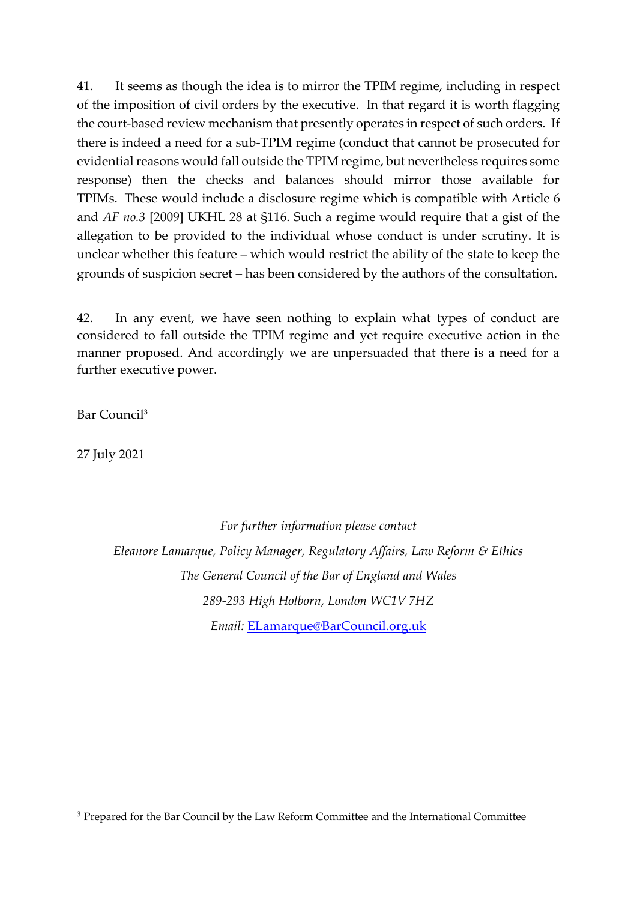41. It seems as though the idea is to mirror the TPIM regime, including in respect of the imposition of civil orders by the executive. In that regard it is worth flagging the court-based review mechanism that presently operates in respect of such orders. If there is indeed a need for a sub-TPIM regime (conduct that cannot be prosecuted for evidential reasons would fall outside the TPIM regime, but nevertheless requires some response) then the checks and balances should mirror those available for TPIMs. These would include a disclosure regime which is compatible with Article 6 and *AF no.3* [2009] UKHL 28 at §116. Such a regime would require that a gist of the allegation to be provided to the individual whose conduct is under scrutiny. It is unclear whether this feature – which would restrict the ability of the state to keep the grounds of suspicion secret – has been considered by the authors of the consultation.

42. In any event, we have seen nothing to explain what types of conduct are considered to fall outside the TPIM regime and yet require executive action in the manner proposed. And accordingly we are unpersuaded that there is a need for a further executive power.

Bar Council[3]

27 July 2021

*For further information please contact*

*Eleanore Lamarque, Policy Manager, Regulatory Affairs, Law Reform & Ethics*

*The General Council of the Bar of England and Wales*

*289-293 High Holborn, London WC1V 7HZ*

*Email:* ELamarque@BarCouncil.org.uk

---

[3] Prepared for the Bar Council by the Law Reform Committee and the International Committee